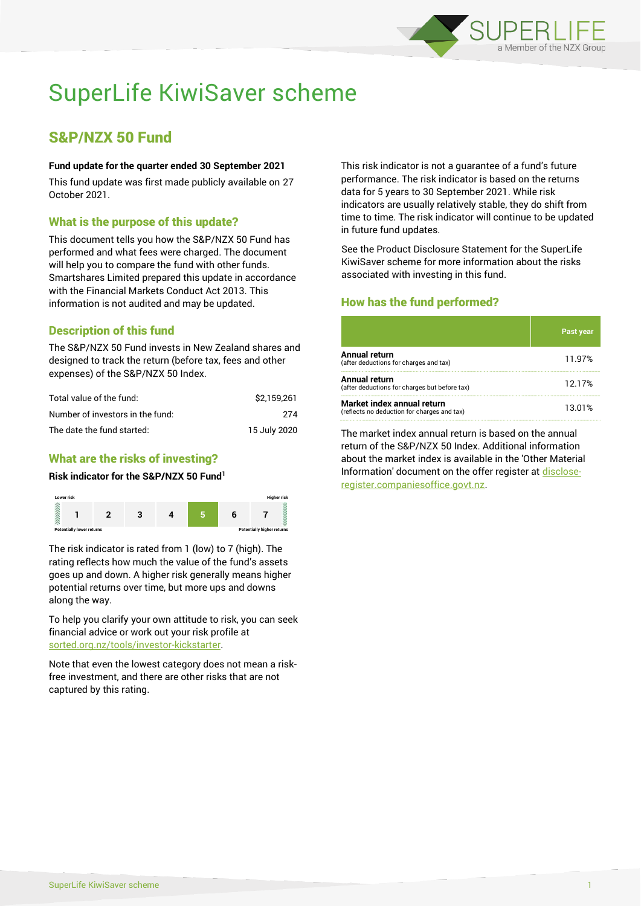# SuperLife KiwiSaver scheme

## S&P/NZX 50 Fund

**Fund update for the quarter ended 30 September 2021**

This fund update was first made publicly available on 27 October 2021.

### What is the purpose of this update?

This document tells you how the S&P/NZX 50 Fund has performed and what fees were charged. The document will help you to compare the fund with other funds. Smartshares Limited prepared this update in accordance with the Financial Markets Conduct Act 2013. This information is not audited and may be updated.

### Description of this fund

The S&P/NZX 50 Fund invests in New Zealand shares and designed to track the return (before tax, fees and other expenses) of the S&P/NZX 50 Index.

| | |
|---|---|
| Total value of the fund: | $2,159,261 |
| Number of investors in the fund: | 274 |
| The date the fund started: | 15 July 2020 |

### What are the risks of investing?

**Risk indicator for the S&P/NZX 50 Fund[1]**

| Lower risk | | | | | | Higher risk |
|---|---|---|---|---|---|---|
| 1 | 2 | 3 | 4 | **5** | 6 | 7 |
| Potentially lower returns | | | | | | Potentially higher returns |

The risk indicator is rated from 1 (low) to 7 (high). The rating reflects how much the value of the fund's assets goes up and down. A higher risk generally means higher potential returns over time, but more ups and downs along the way.

To help you clarify your own attitude to risk, you can seek financial advice or work out your risk profile at sorted.org.nz/tools/investor-kickstarter.

Note that even the lowest category does not mean a risk-free investment, and there are other risks that are not captured by this rating.

This risk indicator is not a guarantee of a fund's future performance. The risk indicator is based on the returns data for 5 years to 30 September 2021. While risk indicators are usually relatively stable, they do shift from time to time. The risk indicator will continue to be updated in future fund updates.

See the Product Disclosure Statement for the SuperLife KiwiSaver scheme for more information about the risks associated with investing in this fund.

### How has the fund performed?

| | Past year |
|---|---|
| **Annual return** (after deductions for charges and tax) | 11.97% |
| **Annual return** (after deductions for charges but before tax) | 12.17% |
| **Market index annual return** (reflects no deduction for charges and tax) | 13.01% |

The market index annual return is based on the annual return of the S&P/NZX 50 Index. Additional information about the market index is available in the 'Other Material Information' document on the offer register at disclose-register.companiesoffice.govt.nz.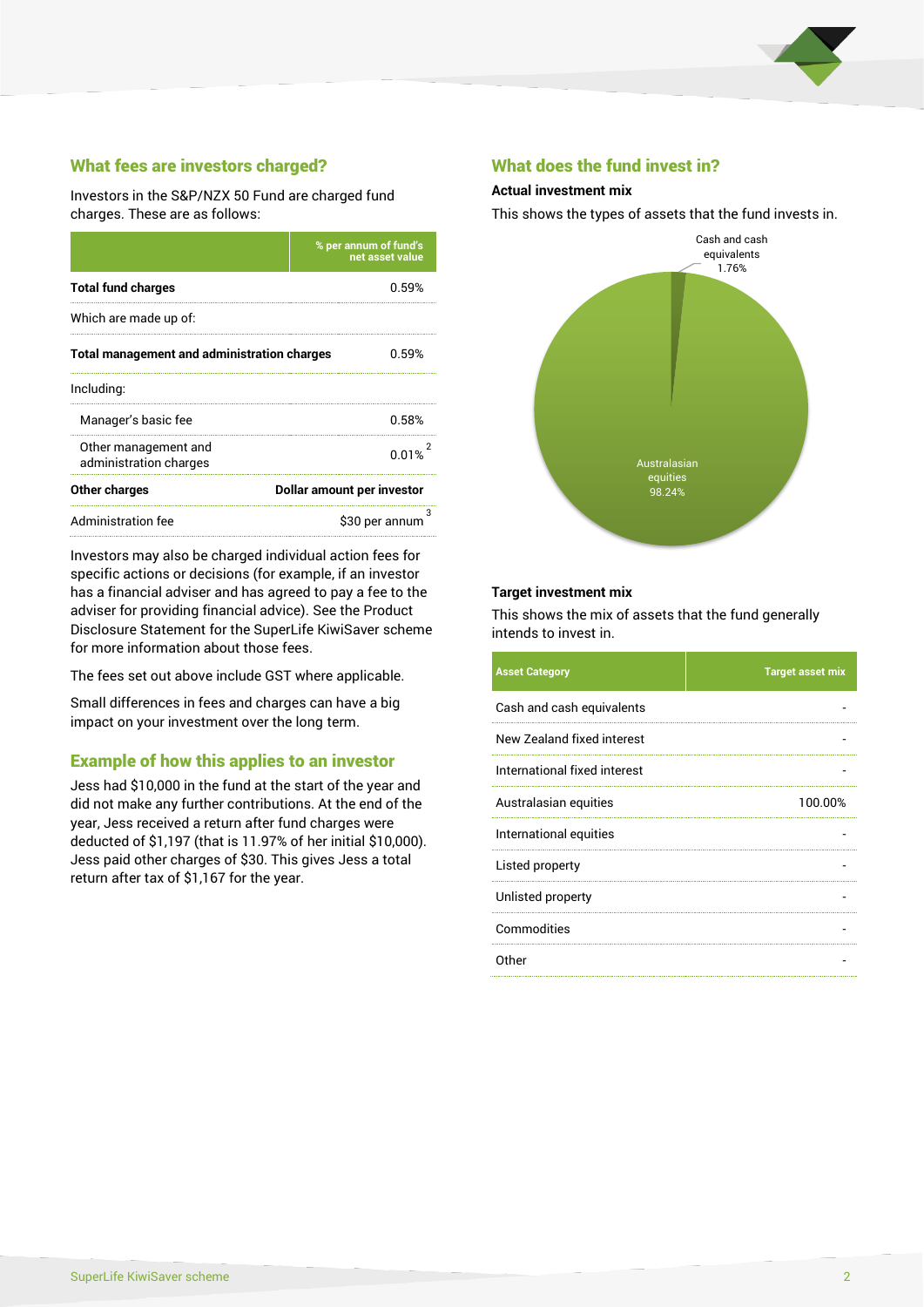## What fees are investors charged?

Investors in the S&P/NZX 50 Fund are charged fund charges. These are as follows:

| | % per annum of fund's net asset value |
|---|---|
| **Total fund charges** | 0.59% |
| Which are made up of: | |
| **Total management and administration charges** | 0.59% |
| Including: | |
| Manager's basic fee | 0.58% |
| Other management and administration charges | 0.01% [2] |
| **Other charges** | **Dollar amount per investor** |
| Administration fee | $30 per annum [3] |

Investors may also be charged individual action fees for specific actions or decisions (for example, if an investor has a financial adviser and has agreed to pay a fee to the adviser for providing financial advice). See the Product Disclosure Statement for the SuperLife KiwiSaver scheme for more information about those fees.

The fees set out above include GST where applicable.

Small differences in fees and charges can have a big impact on your investment over the long term.

## Example of how this applies to an investor

Jess had $10,000 in the fund at the start of the year and did not make any further contributions. At the end of the year, Jess received a return after fund charges were deducted of $1,197 (that is 11.97% of her initial $10,000). Jess paid other charges of $30. This gives Jess a total return after tax of $1,167 for the year.

## What does the fund invest in?

### Actual investment mix

This shows the types of assets that the fund invests in.

Cash and cash equivalents 1.76%

Australasian equities 98.24%

### Target investment mix

This shows the mix of assets that the fund generally intends to invest in.

| Asset Category | Target asset mix |
|---|---|
| Cash and cash equivalents | - |
| New Zealand fixed interest | - |
| International fixed interest | - |
| Australasian equities | 100.00% |
| International equities | - |
| Listed property | - |
| Unlisted property | - |
| Commodities | - |
| Other | - |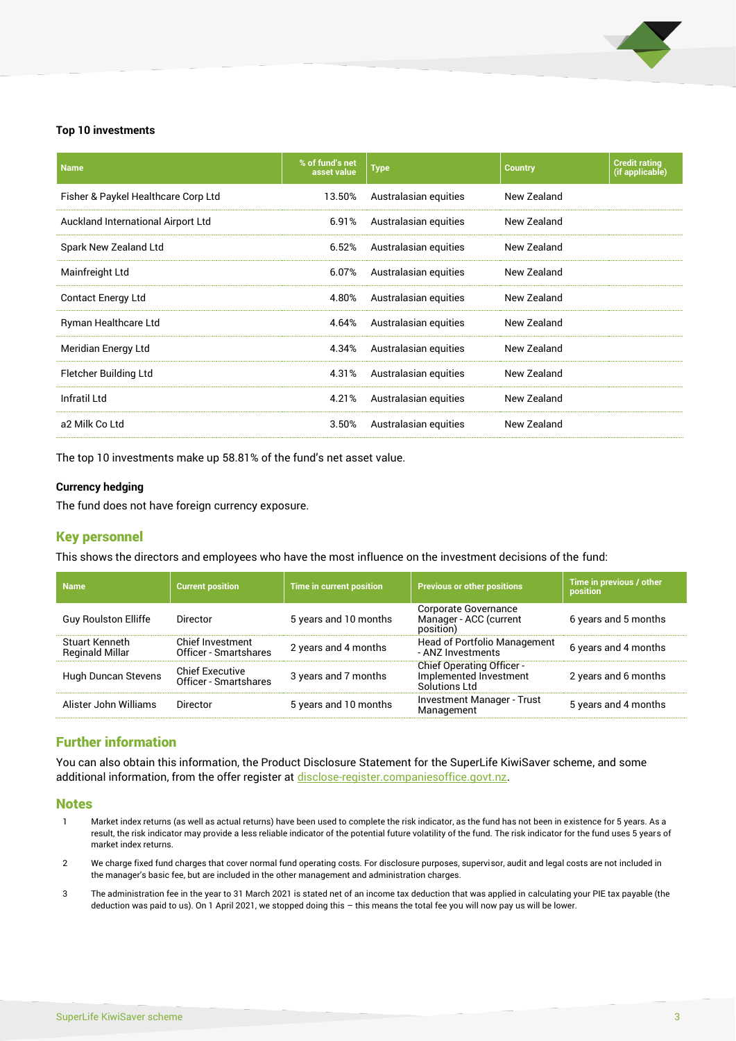### Top 10 investments

| Name | % of fund's net asset value | Type | Country | Credit rating (if applicable) |
| --- | --- | --- | --- | --- |
| Fisher & Paykel Healthcare Corp Ltd | 13.50% | Australasian equities | New Zealand | |
| Auckland International Airport Ltd | 6.91% | Australasian equities | New Zealand | |
| Spark New Zealand Ltd | 6.52% | Australasian equities | New Zealand | |
| Mainfreight Ltd | 6.07% | Australasian equities | New Zealand | |
| Contact Energy Ltd | 4.80% | Australasian equities | New Zealand | |
| Ryman Healthcare Ltd | 4.64% | Australasian equities | New Zealand | |
| Meridian Energy Ltd | 4.34% | Australasian equities | New Zealand | |
| Fletcher Building Ltd | 4.31% | Australasian equities | New Zealand | |
| Infratil Ltd | 4.21% | Australasian equities | New Zealand | |
| a2 Milk Co Ltd | 3.50% | Australasian equities | New Zealand | |

The top 10 investments make up 58.81% of the fund's net asset value.

**Currency hedging**

The fund does not have foreign currency exposure.

## Key personnel

This shows the directors and employees who have the most influence on the investment decisions of the fund:

| Name | Current position | Time in current position | Previous or other positions | Time in previous / other position |
| --- | --- | --- | --- | --- |
| Guy Roulston Elliffe | Director | 5 years and 10 months | Corporate Governance Manager - ACC (current position) | 6 years and 5 months |
| Stuart Kenneth Reginald Millar | Chief Investment Officer - Smartshares | 2 years and 4 months | Head of Portfolio Management - ANZ Investments | 6 years and 4 months |
| Hugh Duncan Stevens | Chief Executive Officer - Smartshares | 3 years and 7 months | Chief Operating Officer - Implemented Investment Solutions Ltd | 2 years and 6 months |
| Alister John Williams | Director | 5 years and 10 months | Investment Manager - Trust Management | 5 years and 4 months |

## Further information

You can also obtain this information, the Product Disclosure Statement for the SuperLife KiwiSaver scheme, and some additional information, from the offer register at disclose-register.companiesoffice.govt.nz.

## Notes

1. Market index returns (as well as actual returns) have been used to complete the risk indicator, as the fund has not been in existence for 5 years. As a result, the risk indicator may provide a less reliable indicator of the potential future volatility of the fund. The risk indicator for the fund uses 5 years of market index returns.
2. We charge fixed fund charges that cover normal fund operating costs. For disclosure purposes, supervisor, audit and legal costs are not included in the manager's basic fee, but are included in the other management and administration charges.
3. The administration fee in the year to 31 March 2021 is stated net of an income tax deduction that was applied in calculating your PIE tax payable (the deduction was paid to us). On 1 April 2021, we stopped doing this – this means the total fee you will now pay us will be lower.